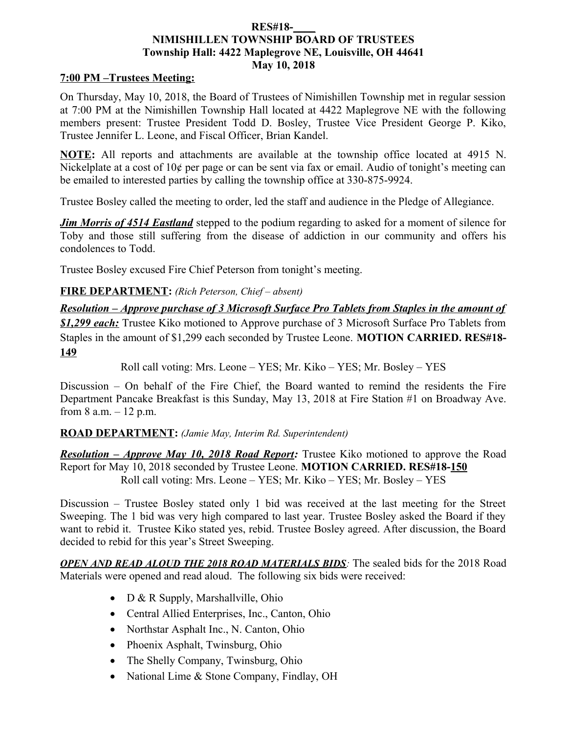**RES#18-\_\_\_\_**
**NIMISHILLEN TOWNSHIP BOARD OF TRUSTEES**
**Township Hall: 4422 Maplegrove NE, Louisville, OH 44641**
**May 10, 2018**

**7:00 PM –Trustees Meeting:**

On Thursday, May 10, 2018, the Board of Trustees of Nimishillen Township met in regular session at 7:00 PM at the Nimishillen Township Hall located at 4422 Maplegrove NE with the following members present: Trustee President Todd D. Bosley, Trustee Vice President George P. Kiko, Trustee Jennifer L. Leone, and Fiscal Officer, Brian Kandel.

**NOTE:** All reports and attachments are available at the township office located at 4915 N. Nickelplate at a cost of 10¢ per page or can be sent via fax or email. Audio of tonight's meeting can be emailed to interested parties by calling the township office at 330-875-9924.

Trustee Bosley called the meeting to order, led the staff and audience in the Pledge of Allegiance.

***Jim Morris of 4514 Eastland*** stepped to the podium regarding to asked for a moment of silence for Toby and those still suffering from the disease of addiction in our community and offers his condolences to Todd.

Trustee Bosley excused Fire Chief Peterson from tonight's meeting.

**FIRE DEPARTMENT:** *(Rich Peterson, Chief – absent)*

***Resolution – Approve purchase of 3 Microsoft Surface Pro Tablets from Staples in the amount of $1,299 each:*** Trustee Kiko motioned to Approve purchase of 3 Microsoft Surface Pro Tablets from Staples in the amount of $1,299 each seconded by Trustee Leone. **MOTION CARRIED. RES#18-149**

Roll call voting: Mrs. Leone – YES; Mr. Kiko – YES; Mr. Bosley – YES

Discussion – On behalf of the Fire Chief, the Board wanted to remind the residents the Fire Department Pancake Breakfast is this Sunday, May 13, 2018 at Fire Station #1 on Broadway Ave. from 8 a.m. – 12 p.m.

**ROAD DEPARTMENT:** *(Jamie May, Interim Rd. Superintendent)*

***Resolution – Approve May 10, 2018 Road Report:*** Trustee Kiko motioned to approve the Road Report for May 10, 2018 seconded by Trustee Leone. **MOTION CARRIED. RES#18-150**

Roll call voting: Mrs. Leone – YES; Mr. Kiko – YES; Mr. Bosley – YES

Discussion – Trustee Bosley stated only 1 bid was received at the last meeting for the Street Sweeping. The 1 bid was very high compared to last year. Trustee Bosley asked the Board if they want to rebid it. Trustee Kiko stated yes, rebid. Trustee Bosley agreed. After discussion, the Board decided to rebid for this year's Street Sweeping.

***OPEN AND READ ALOUD THE 2018 ROAD MATERIALS BIDS:*** The sealed bids for the 2018 Road Materials were opened and read aloud. The following six bids were received:

- D & R Supply, Marshallville, Ohio
- Central Allied Enterprises, Inc., Canton, Ohio
- Northstar Asphalt Inc., N. Canton, Ohio
- Phoenix Asphalt, Twinsburg, Ohio
- The Shelly Company, Twinsburg, Ohio
- National Lime & Stone Company, Findlay, OH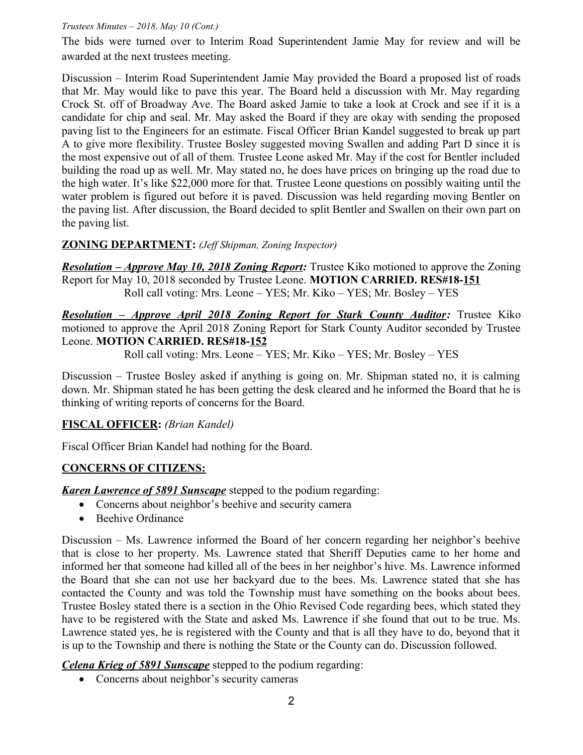The bids were turned over to Interim Road Superintendent Jamie May for review and will be awarded at the next trustees meeting.

Discussion – Interim Road Superintendent Jamie May provided the Board a proposed list of roads that Mr. May would like to pave this year. The Board held a discussion with Mr. May regarding Crock St. off of Broadway Ave. The Board asked Jamie to take a look at Crock and see if it is a candidate for chip and seal. Mr. May asked the Board if they are okay with sending the proposed paving list to the Engineers for an estimate. Fiscal Officer Brian Kandel suggested to break up part A to give more flexibility. Trustee Bosley suggested moving Swallen and adding Part D since it is the most expensive out of all of them. Trustee Leone asked Mr. May if the cost for Bentler included building the road up as well. Mr. May stated no, he does have prices on bringing up the road due to the high water. It's like $22,000 more for that. Trustee Leone questions on possibly waiting until the water problem is figured out before it is paved. Discussion was held regarding moving Bentler on the paving list. After discussion, the Board decided to split Bentler and Swallen on their own part on the paving list.

## ZONING DEPARTMENT: *(Jeff Shipman, Zoning Inspector)*

***Resolution – Approve May 10, 2018 Zoning Report:*** Trustee Kiko motioned to approve the Zoning Report for May 10, 2018 seconded by Trustee Leone. **MOTION CARRIED. RES#18-151**
Roll call voting: Mrs. Leone – YES; Mr. Kiko – YES; Mr. Bosley – YES

***Resolution – Approve April 2018 Zoning Report for Stark County Auditor:*** Trustee Kiko motioned to approve the April 2018 Zoning Report for Stark County Auditor seconded by Trustee Leone. **MOTION CARRIED. RES#18-152**
Roll call voting: Mrs. Leone – YES; Mr. Kiko – YES; Mr. Bosley – YES

Discussion – Trustee Bosley asked if anything is going on. Mr. Shipman stated no, it is calming down. Mr. Shipman stated he has been getting the desk cleared and he informed the Board that he is thinking of writing reports of concerns for the Board.

## FISCAL OFFICER: *(Brian Kandel)*

Fiscal Officer Brian Kandel had nothing for the Board.

## CONCERNS OF CITIZENS:

***Karen Lawrence of 5891 Sunscape*** stepped to the podium regarding:

- Concerns about neighbor's beehive and security camera
- Beehive Ordinance

Discussion – Ms. Lawrence informed the Board of her concern regarding her neighbor's beehive that is close to her property. Ms. Lawrence stated that Sheriff Deputies came to her home and informed her that someone had killed all of the bees in her neighbor's hive. Ms. Lawrence informed the Board that she can not use her backyard due to the bees. Ms. Lawrence stated that she has contacted the County and was told the Township must have something on the books about bees. Trustee Bosley stated there is a section in the Ohio Revised Code regarding bees, which stated they have to be registered with the State and asked Ms. Lawrence if she found that out to be true. Ms. Lawrence stated yes, he is registered with the County and that is all they have to do, beyond that it is up to the Township and there is nothing the State or the County can do. Discussion followed.

***Celena Krieg of 5891 Sunscape*** stepped to the podium regarding:

- Concerns about neighbor's security cameras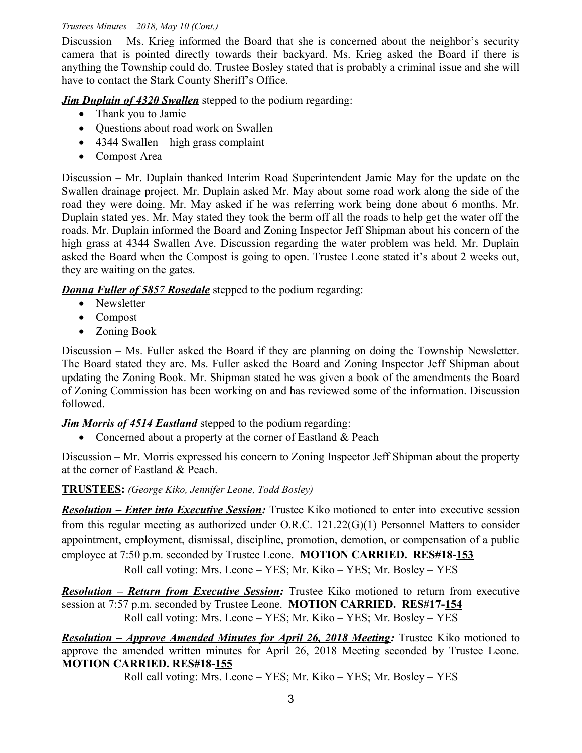Discussion – Ms. Krieg informed the Board that she is concerned about the neighbor's security camera that is pointed directly towards their backyard. Ms. Krieg asked the Board if there is anything the Township could do. Trustee Bosley stated that is probably a criminal issue and she will have to contact the Stark County Sheriff's Office.

***Jim Duplain of 4320 Swallen*** stepped to the podium regarding:

- Thank you to Jamie
- Questions about road work on Swallen
- 4344 Swallen – high grass complaint
- Compost Area

Discussion – Mr. Duplain thanked Interim Road Superintendent Jamie May for the update on the Swallen drainage project. Mr. Duplain asked Mr. May about some road work along the side of the road they were doing. Mr. May asked if he was referring work being done about 6 months. Mr. Duplain stated yes. Mr. May stated they took the berm off all the roads to help get the water off the roads. Mr. Duplain informed the Board and Zoning Inspector Jeff Shipman about his concern of the high grass at 4344 Swallen Ave. Discussion regarding the water problem was held. Mr. Duplain asked the Board when the Compost is going to open. Trustee Leone stated it's about 2 weeks out, they are waiting on the gates.

***Donna Fuller of 5857 Rosedale*** stepped to the podium regarding:

- Newsletter
- Compost
- Zoning Book

Discussion – Ms. Fuller asked the Board if they are planning on doing the Township Newsletter. The Board stated they are. Ms. Fuller asked the Board and Zoning Inspector Jeff Shipman about updating the Zoning Book. Mr. Shipman stated he was given a book of the amendments the Board of Zoning Commission has been working on and has reviewed some of the information. Discussion followed.

***Jim Morris of 4514 Eastland*** stepped to the podium regarding:

- Concerned about a property at the corner of Eastland & Peach

Discussion – Mr. Morris expressed his concern to Zoning Inspector Jeff Shipman about the property at the corner of Eastland & Peach.

**TRUSTEES:** *(George Kiko, Jennifer Leone, Todd Bosley)*

***Resolution – Enter into Executive Session:*** Trustee Kiko motioned to enter into executive session from this regular meeting as authorized under O.R.C. 121.22(G)(1) Personnel Matters to consider appointment, employment, dismissal, discipline, promotion, demotion, or compensation of a public employee at 7:50 p.m. seconded by Trustee Leone. **MOTION CARRIED. RES#18-153**

Roll call voting: Mrs. Leone – YES; Mr. Kiko – YES; Mr. Bosley – YES

***Resolution – Return from Executive Session:*** Trustee Kiko motioned to return from executive session at 7:57 p.m. seconded by Trustee Leone. **MOTION CARRIED. RES#17-154**

Roll call voting: Mrs. Leone – YES; Mr. Kiko – YES; Mr. Bosley – YES

***Resolution – Approve Amended Minutes for April 26, 2018 Meeting:*** Trustee Kiko motioned to approve the amended written minutes for April 26, 2018 Meeting seconded by Trustee Leone. **MOTION CARRIED. RES#18-155**

Roll call voting: Mrs. Leone – YES; Mr. Kiko – YES; Mr. Bosley – YES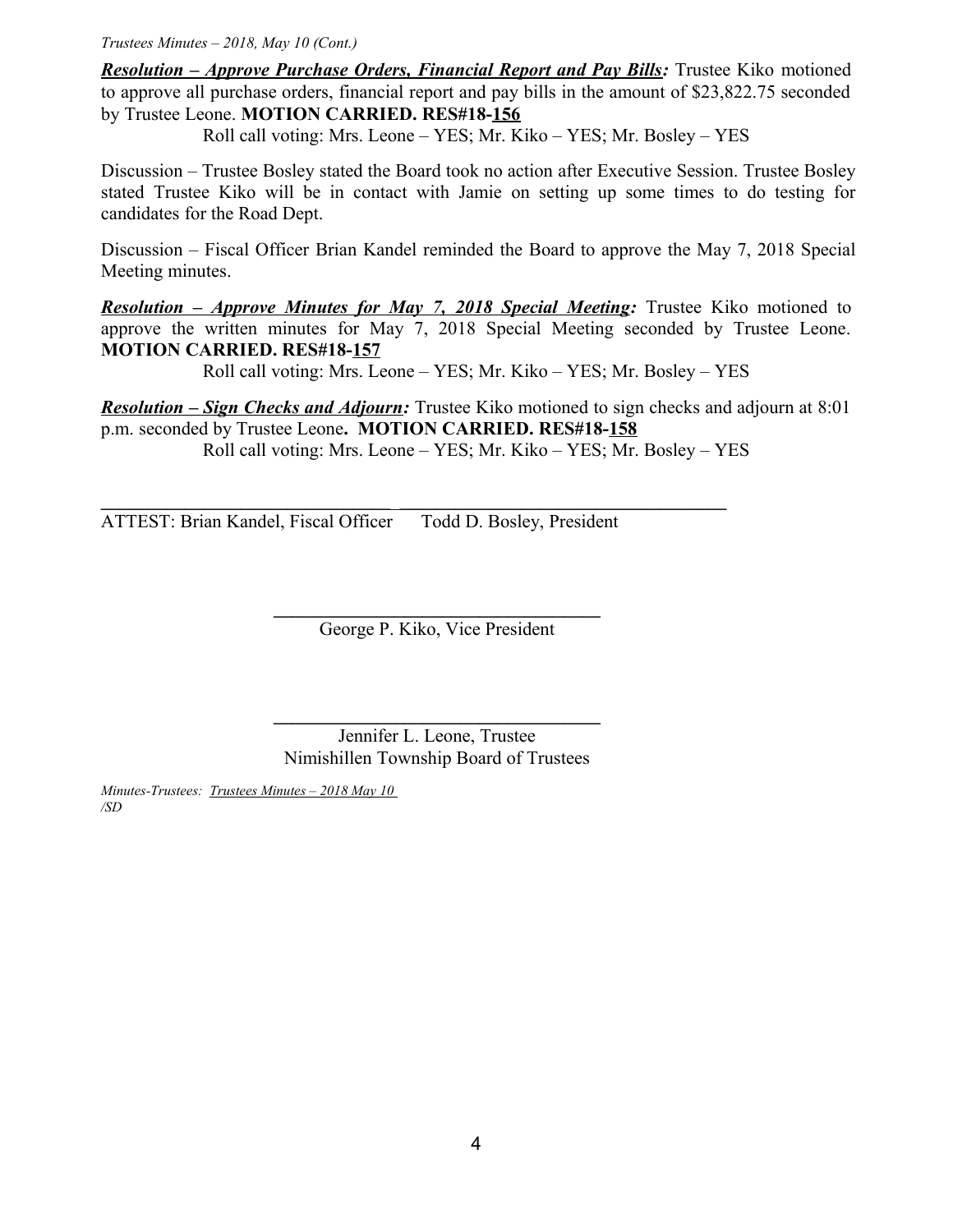***Resolution – Approve Purchase Orders, Financial Report and Pay Bills:*** Trustee Kiko motioned to approve all purchase orders, financial report and pay bills in the amount of $23,822.75 seconded by Trustee Leone. **MOTION CARRIED. RES#18-156**

Roll call voting: Mrs. Leone – YES; Mr. Kiko – YES; Mr. Bosley – YES

Discussion – Trustee Bosley stated the Board took no action after Executive Session. Trustee Bosley stated Trustee Kiko will be in contact with Jamie on setting up some times to do testing for candidates for the Road Dept.

Discussion – Fiscal Officer Brian Kandel reminded the Board to approve the May 7, 2018 Special Meeting minutes.

***Resolution – Approve Minutes for May 7, 2018 Special Meeting:*** Trustee Kiko motioned to approve the written minutes for May 7, 2018 Special Meeting seconded by Trustee Leone. **MOTION CARRIED. RES#18-157**

Roll call voting: Mrs. Leone – YES; Mr. Kiko – YES; Mr. Bosley – YES

***Resolution – Sign Checks and Adjourn:*** Trustee Kiko motioned to sign checks and adjourn at 8:01 p.m. seconded by Trustee Leone**. MOTION CARRIED. RES#18-158**

Roll call voting: Mrs. Leone – YES; Mr. Kiko – YES; Mr. Bosley – YES

\_\_\_\_\_\_\_\_\_\_\_\_\_\_\_\_\_\_\_\_\_\_\_\_\_\_\_\_\_\_\_\_ \_\_\_\_\_\_\_\_\_\_\_\_\_\_\_\_\_\_\_\_\_\_\_\_\_\_\_\_\_\_\_\_\_\_\_

ATTEST: Brian Kandel, Fiscal Officer Todd D. Bosley, President

\_\_\_\_\_\_\_\_\_\_\_\_\_\_\_\_\_\_\_\_\_\_\_\_\_\_\_\_\_\_\_\_\_\_\_

George P. Kiko, Vice President

\_\_\_\_\_\_\_\_\_\_\_\_\_\_\_\_\_\_\_\_\_\_\_\_\_\_\_\_\_\_\_\_\_\_\_

Jennifer L. Leone, Trustee
Nimishillen Township Board of Trustees

*Minutes-Trustees: Trustees Minutes – 2018 May 10*
*/SD*